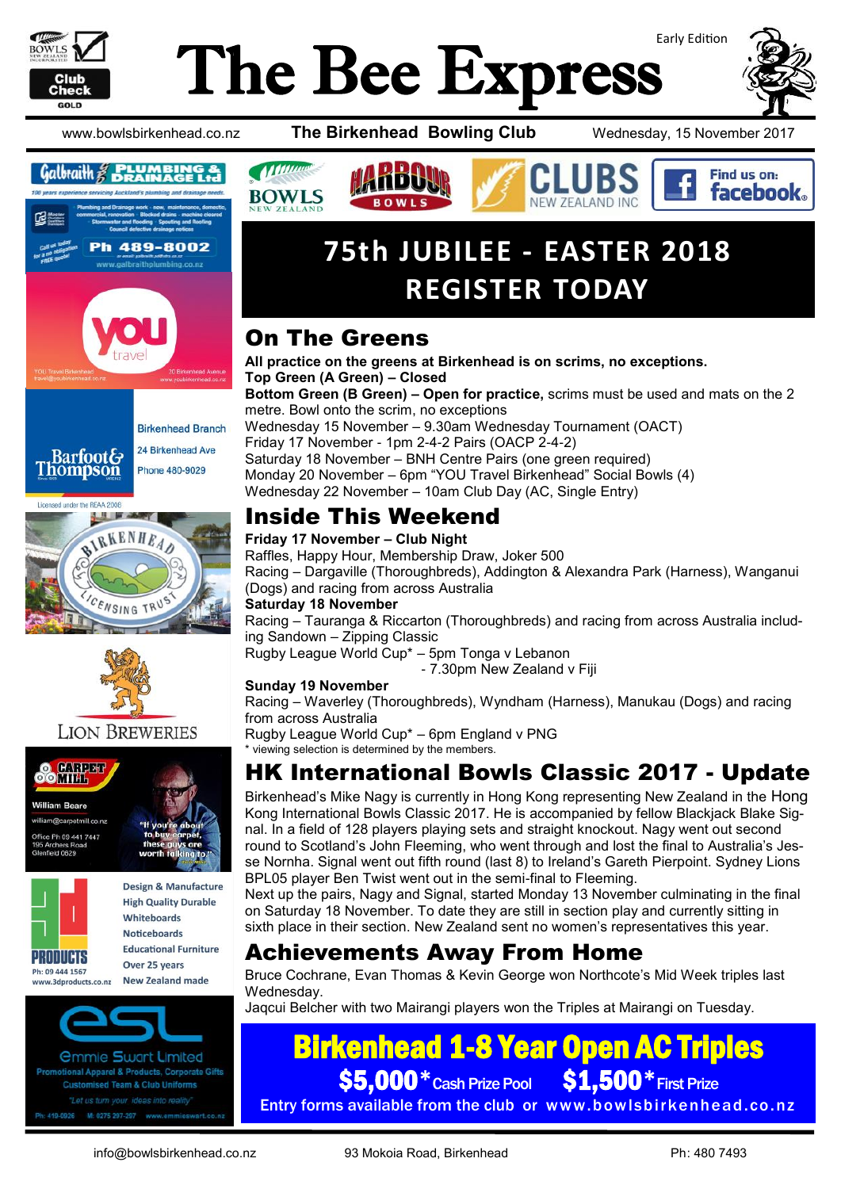# The Bee Express

Early Edition

www.bowlsbirkenhead.co.nz | **The Birkenhead Bowling Club** | Wednesday, 15 November 2017

## 75th JUBILEE - EASTER 2018 REGISTER TODAY

## On The Greens

**All practice on the greens at Birkenhead is on scrims, no exceptions.**

**Top Green (A Green) – Closed**

**Bottom Green (B Green) – Open for practice,** scrims must be used and mats on the 2 metre. Bowl onto the scrim, no exceptions

Wednesday 15 November – 9.30am Wednesday Tournament (OACT)
Friday 17 November - 1pm 2-4-2 Pairs (OACP 2-4-2)
Saturday 18 November – BNH Centre Pairs (one green required)
Monday 20 November – 6pm "YOU Travel Birkenhead" Social Bowls (4)
Wednesday 22 November – 10am Club Day (AC, Single Entry)

## Inside This Weekend

**Friday 17 November – Club Night**

Raffles, Happy Hour, Membership Draw, Joker 500

Racing – Dargaville (Thoroughbreds), Addington & Alexandra Park (Harness), Wanganui (Dogs) and racing from across Australia

**Saturday 18 November**

Racing – Tauranga & Riccarton (Thoroughbreds) and racing from across Australia including Sandown – Zipping Classic

Rugby League World Cup* – 5pm Tonga v Lebanon
- 7.30pm New Zealand v Fiji

**Sunday 19 November**

Racing – Waverley (Thoroughbreds), Wyndham (Harness), Manukau (Dogs) and racing from across Australia

Rugby League World Cup* – 6pm England v PNG

\* viewing selection is determined by the members.

## HK International Bowls Classic 2017 - Update

Birkenhead's Mike Nagy is currently in Hong Kong representing New Zealand in the Hong Kong International Bowls Classic 2017. He is accompanied by fellow Blackjack Blake Signal. In a field of 128 players playing sets and straight knockout. Nagy went out second round to Scotland's John Fleeming, who went through and lost the final to Australia's Jesse Nornha. Signal went out fifth round (last 8) to Ireland's Gareth Pierpoint. Sydney Lions BPL05 player Ben Twist went out in the semi-final to Fleeming.

Next up the pairs, Nagy and Signal, started Monday 13 November culminating in the final on Saturday 18 November. To date they are still in section play and currently sitting in sixth place in their section. New Zealand sent no women's representatives this year.

## Achievements Away From Home

Bruce Cochrane, Evan Thomas & Kevin George won Northcote's Mid Week triples last Wednesday.

Jaqcui Belcher with two Mairangi players won the Triples at Mairangi on Tuesday.

## Birkenhead 1-8 Year Open AC Triples

**$5,000* Cash Prize Pool  $1,500* First Prize**

Entry forms available from the club or www.bowlsbirkenhead.co.nz

Galbraith Plumbing & Drainage Ltd — 100 years experience servicing Auckland's plumbing and drainage needs. Plumbing and Drainage work - new, maintenance, domestic, commercial, renovation · Blocked drains - machine cleared · Stormwater and flooding · Spouting and Roofing · Council defective drainage notices. Call us today for a no obligation FREE quote! Ph 489-8002 or email galbraith.p@xtra.co.nz www.galbraithplumbing.co.nz

YOU Travel Birkenhead — travel@youbirkenhead.co.nz — 20 Birkenhead Avenue — www.youbirkenhead.co.nz

Barfoot & Thompson — Birkenhead Branch, 24 Birkenhead Ave, Phone 480-9029. Licensed under the REAA 2008

Birkenhead Licensing Trust

Lion Breweries

Carpet Mill — William Beare, william@carpetmill.co.nz, Office Ph 09 441 7447, 195 Archers Road, Glenfield 0629. "If you're about to buy carpet, these guys are worth talking to!"

3D Products — Design & Manufacture, High Quality Durable Whiteboards, Noticeboards, Educational Furniture, Over 25 years, New Zealand made. Ph: 09 444 1567 www.3dproducts.co.nz

esl Emmie Swart Limited — Promotional Apparel & Products, Corporate Gifts, Customised Team & Club Uniforms. "Let us turn your ideas into reality" Ph: 419-0926 M: 0275 297-297 www.emmieswart.co.nz

info@bowlsbirkenhead.co.nz | 93 Mokoia Road, Birkenhead | Ph: 480 7493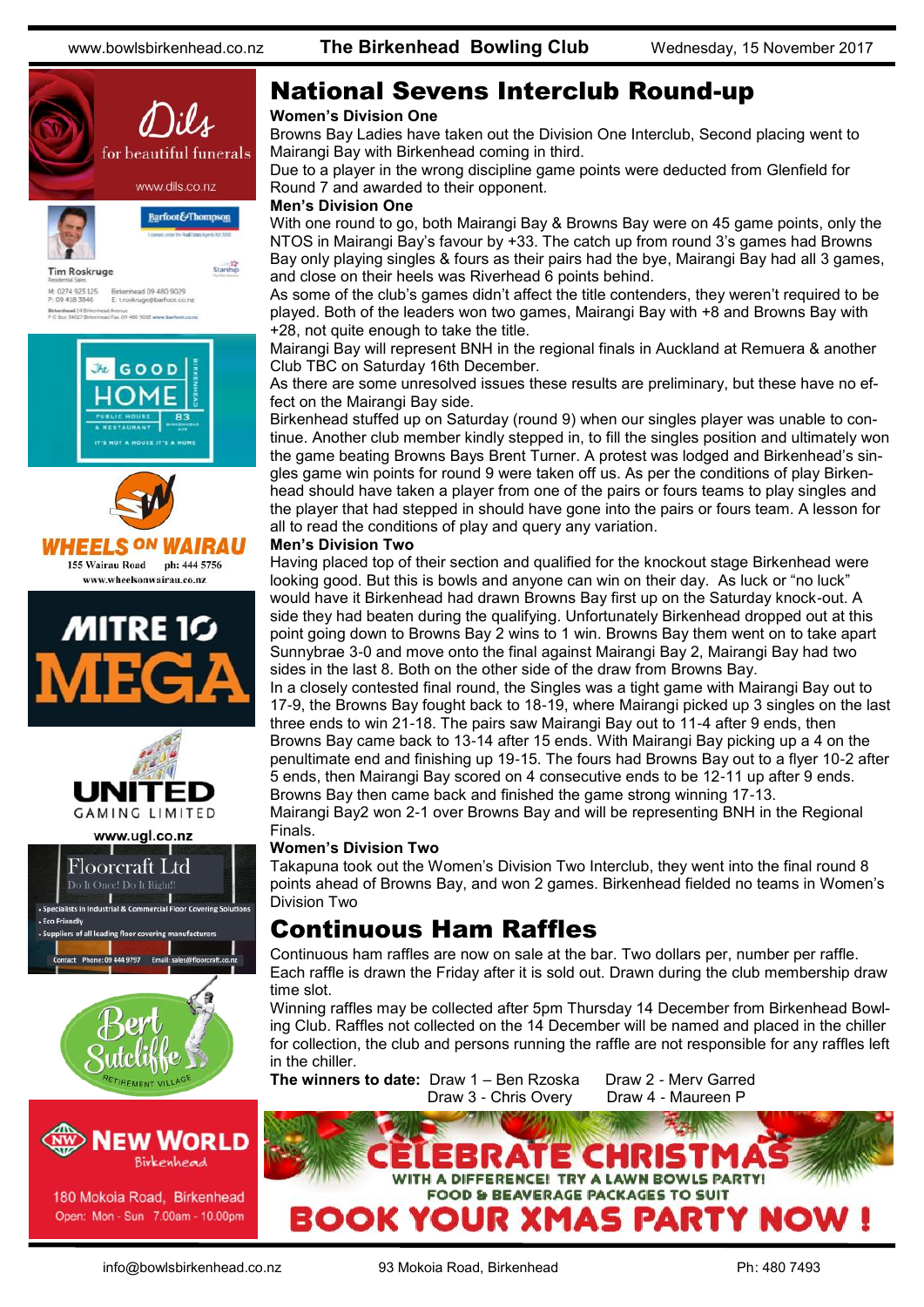# National Sevens Interclub Round-up

**Women's Division One**

Browns Bay Ladies have taken out the Division One Interclub, Second placing went to Mairangi Bay with Birkenhead coming in third.

Due to a player in the wrong discipline game points were deducted from Glenfield for Round 7 and awarded to their opponent.

**Men's Division One**

With one round to go, both Mairangi Bay & Browns Bay were on 45 game points, only the NTOS in Mairangi Bay's favour by +33. The catch up from round 3's games had Browns Bay only playing singles & fours as their pairs had the bye, Mairangi Bay had all 3 games, and close on their heels was Riverhead 6 points behind.

As some of the club's games didn't affect the title contenders, they weren't required to be played. Both of the leaders won two games, Mairangi Bay with +8 and Browns Bay with +28, not quite enough to take the title.

Mairangi Bay will represent BNH in the regional finals in Auckland at Remuera & another Club TBC on Saturday 16th December.

As there are some unresolved issues these results are preliminary, but these have no effect on the Mairangi Bay side.

Birkenhead stuffed up on Saturday (round 9) when our singles player was unable to continue. Another club member kindly stepped in, to fill the singles position and ultimately won the game beating Browns Bays Brent Turner. A protest was lodged and Birkenhead's singles game win points for round 9 were taken off us. As per the conditions of play Birkenhead should have taken a player from one of the pairs or fours teams to play singles and the player that had stepped in should have gone into the pairs or fours team. A lesson for all to read the conditions of play and query any variation.

**Men's Division Two**

Having placed top of their section and qualified for the knockout stage Birkenhead were looking good. But this is bowls and anyone can win on their day. As luck or "no luck" would have it Birkenhead had drawn Browns Bay first up on the Saturday knock-out. A side they had beaten during the qualifying. Unfortunately Birkenhead dropped out at this point going down to Browns Bay 2 wins to 1 win. Browns Bay them went on to take apart Sunnybrae 3-0 and move onto the final against Mairangi Bay 2, Mairangi Bay had two sides in the last 8. Both on the other side of the draw from Browns Bay.

In a closely contested final round, the Singles was a tight game with Mairangi Bay out to 17-9, the Browns Bay fought back to 18-19, where Mairangi picked up 3 singles on the last three ends to win 21-18. The pairs saw Mairangi Bay out to 11-4 after 9 ends, then Browns Bay came back to 13-14 after 15 ends. With Mairangi Bay picking up a 4 on the penultimate end and finishing up 19-15. The fours had Browns Bay out to a flyer 10-2 after 5 ends, then Mairangi Bay scored on 4 consecutive ends to be 12-11 up after 9 ends. Browns Bay then came back and finished the game strong winning 17-13.

Mairangi Bay2 won 2-1 over Browns Bay and will be representing BNH in the Regional Finals.

**Women's Division Two**

Takapuna took out the Women's Division Two Interclub, they went into the final round 8 points ahead of Browns Bay, and won 2 games. Birkenhead fielded no teams in Women's Division Two

# Continuous Ham Raffles

Continuous ham raffles are now on sale at the bar. Two dollars per, number per raffle. Each raffle is drawn the Friday after it is sold out. Drawn during the club membership draw time slot.

Winning raffles may be collected after 5pm Thursday 14 December from Birkenhead Bowling Club. Raffles not collected on the 14 December will be named and placed in the chiller for collection, the club and persons running the raffle are not responsible for any raffles left in the chiller.

**The winners to date:** Draw 1 – Ben Rzoska, Draw 2 - Merv Garred, Draw 3 - Chris Overy, Draw 4 - Maureen P

**CELEBRATE CHRISTMAS**
WITH A DIFFERENCE! TRY A LAWN BOWLS PARTY!
FOOD & BEAVERAGE PACKAGES TO SUIT
**BOOK YOUR XMAS PARTY NOW !**

Dils for beautiful funerals — www.dils.co.nz

Tim Roskruge, Residential Sales, Barfoot&Thompson — M: 0274 923 125, P: 09 418 3846, Birkenhead 09 480 9029, E: t.roskruge@barfoot.co.nz

The Good Home, Public House & Restaurant, 83 Birkenhead Ave — It's not a house it's a home

Wheels on Wairau — 155 Wairau Road, ph: 444 5756, www.wheelsonwairau.co.nz

Mitre 10 Mega

United Gaming Limited — www.ugl.co.nz

Floorcraft Ltd — Do It Once! Do It Right!!
- Specialists in Industrial & Commercial Floor Covering Solutions
- Eco Friendly
- Suppliers of all leading floor covering manufacturers

Contact Phone: 09 444 9757, Email: sales@floorcraft.co.nz

Bert Sutcliffe Retirement Village

New World Birkenhead — 180 Mokoia Road, Birkenhead. Open: Mon - Sun 7.00am - 10.00pm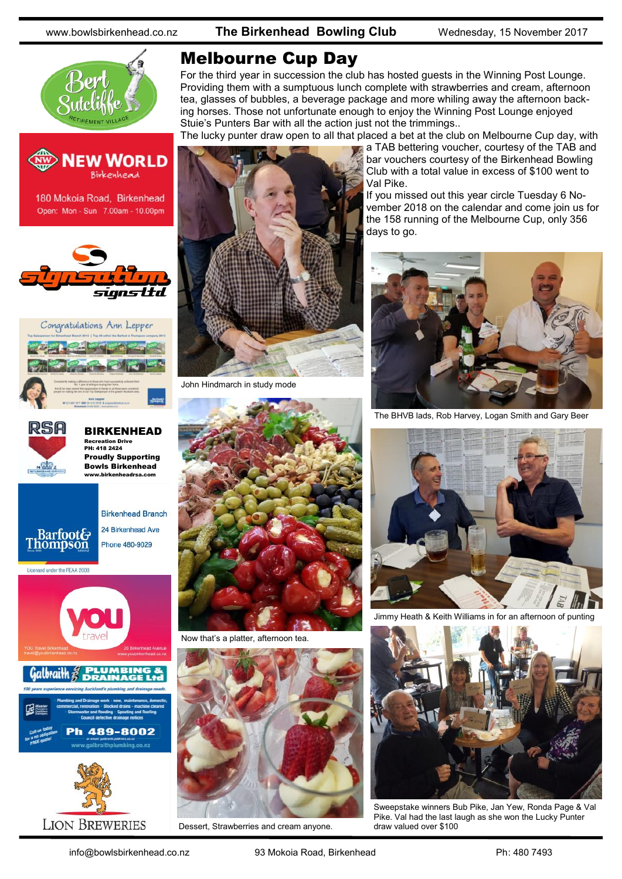# Melbourne Cup Day

For the third year in succession the club has hosted guests in the Winning Post Lounge. Providing them with a sumptuous lunch complete with strawberries and cream, afternoon tea, glasses of bubbles, a beverage package and more whiling away the afternoon backing horses. Those not unfortunate enough to enjoy the Winning Post Lounge enjoyed Stuie's Punters Bar with all the action just not the trimmings..

The lucky punter draw open to all that placed a bet at the club on Melbourne Cup day, with a TAB bettering voucher, courtesy of the TAB and bar vouchers courtesy of the Birkenhead Bowling Club with a total value in excess of $100 went to Val Pike.

If you missed out this year circle Tuesday 6 November 2018 on the calendar and come join us for the 158 running of the Melbourne Cup, only 356 days to go.

John Hindmarch in study mode

The BHVB lads, Rob Harvey, Logan Smith and Gary Beer

Now that's a platter, afternoon tea.

Jimmy Heath & Keith Williams in for an afternoon of punting

Dessert, Strawberries and cream anyone.

Sweepstake winners Bub Pike, Jan Yew, Ronda Page & Val Pike. Val had the last laugh as she won the Lucky Punter draw valued over $100

Bert Sutcliffe Retirement Village

New World Birkenhead
180 Mokoia Road, Birkenhead
Open: Mon - Sun 7.00am - 10.00pm

Signsation signs ltd

Congratulations Ann Lepper

RSA BIRKENHEAD
Recreation Drive
PH: 418 2424
Proudly Supporting Bowls Birkenhead
www.birkenheadrsa.com

Barfoot & Thompson
Birkenhead Branch
24 Birkenhead Ave
Phone 480-9029
Licensed under the REAA 2008

you travel
YOU Travel Birkenhead
travel@youbirkenhead.co.nz
20 Birkenhead Avenue
www.youbirkenhead.co.nz

Galbraith PLUMBING & DRAINAGE Ltd
Ph 489-8002
www.galbraithplumbing.co.nz

LION BREWERIES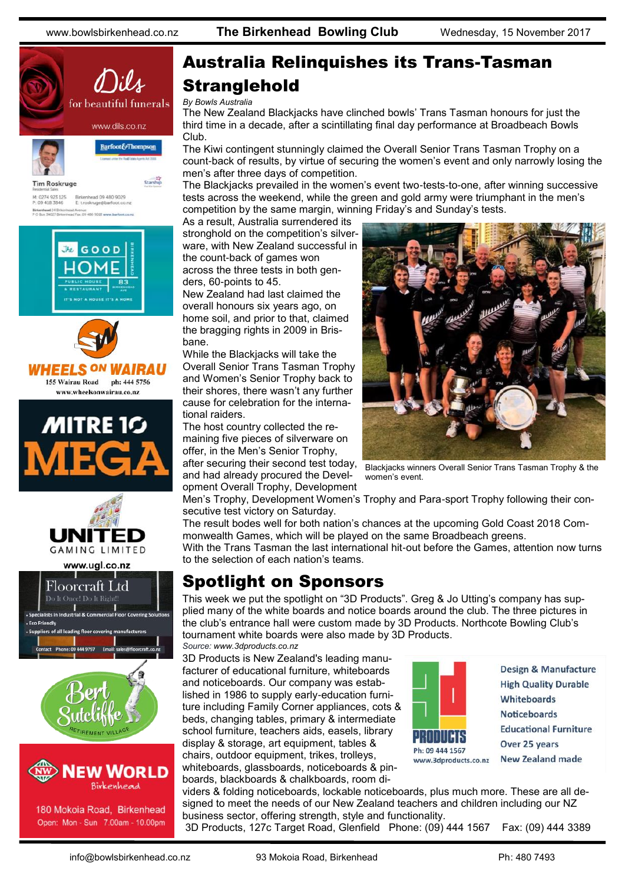# Australia Relinquishes its Trans-Tasman Stranglehold

*By Bowls Australia*

The New Zealand Blackjacks have clinched bowls' Trans Tasman honours for just the third time in a decade, after a scintillating final day performance at Broadbeach Bowls Club.

The Kiwi contingent stunningly claimed the Overall Senior Trans Tasman Trophy on a count-back of results, by virtue of securing the women's event and only narrowly losing the men's after three days of competition.

The Blackjacks prevailed in the women's event two-tests-to-one, after winning successive tests across the weekend, while the green and gold army were triumphant in the men's competition by the same margin, winning Friday's and Sunday's tests.

As a result, Australia surrendered its stronghold on the competition's silverware, with New Zealand successful in the count-back of games won across the three tests in both genders, 60-points to 45.

New Zealand had last claimed the overall honours six years ago, on home soil, and prior to that, claimed the bragging rights in 2009 in Brisbane.

While the Blackjacks will take the Overall Senior Trans Tasman Trophy and Women's Senior Trophy back to their shores, there wasn't any further cause for celebration for the international raiders.

The host country collected the remaining five pieces of silverware on offer, in the Men's Senior Trophy, after securing their second test today, and had already procured the Development Overall Trophy, Development Men's Trophy, Development Women's Trophy and Para-sport Trophy following their consecutive test victory on Saturday.

Blackjacks winners Overall Senior Trans Tasman Trophy & the women's event.

The result bodes well for both nation's chances at the upcoming Gold Coast 2018 Commonwealth Games, which will be played on the same Broadbeach greens.

With the Trans Tasman the last international hit-out before the Games, attention now turns to the selection of each nation's teams.

# Spotlight on Sponsors

This week we put the spotlight on "3D Products". Greg & Jo Utting's company has supplied many of the white boards and notice boards around the club. The three pictures in the club's entrance hall were custom made by 3D Products. Northcote Bowling Club's tournament white boards were also made by 3D Products.

*Source: www.3dproducts.co.nz*

3D Products is New Zealand's leading manufacturer of educational furniture, whiteboards and noticeboards. Our company was established in 1986 to supply early-education furniture including Family Corner appliances, cots & beds, changing tables, primary & intermediate school furniture, teachers aids, easels, library display & storage, art equipment, tables & chairs, outdoor equipment, trikes, trolleys, whiteboards, glassboards, noticeboards & pinboards, blackboards & chalkboards, room dividers & folding noticeboards, lockable noticeboards, plus much more. These are all designed to meet the needs of our New Zealand teachers and children including our NZ business sector, offering strength, style and functionality.

3D Products, 127c Target Road, Glenfield Phone: (09) 444 1567 Fax: (09) 444 3389

3D PRODUCTS
Ph: 09 444 1567
www.3dproducts.co.nz

Design & Manufacture
High Quality Durable
Whiteboards
Noticeboards
Educational Furniture
Over 25 years
New Zealand made

Dils for beautiful funerals
www.dils.co.nz

Barfoot&Thompson
Tim Roskruge
Residential Sales
M: 0274 923 125 Birkenhead 09 480 9029
P: 09 418 3846 E: t.roskruge@barfoot.co.nz

The GOOD HOME
PUBLIC HOUSE & RESTAURANT
83 BIRKENHEAD AVE
IT'S NOT A HOUSE IT'S A HOME

WHEELS ON WAIRAU
155 Wairau Road ph: 444 5756
www.wheelsonwairau.co.nz

MITRE 10 MEGA

UNITED GAMING LIMITED
www.ugl.co.nz

Floorcraft Ltd
Do It Once! Do It Right!!
- Specialists in Industrial & Commercial Floor Covering Solutions
- Eco Friendly
- Suppliers of all leading floor covering manufacturers
Contact Phone: 09 444 9757 Email: sales@floorcraft.co.nz

Bert Sutcliffe Retirement Village

NEW WORLD Birkenhead
180 Mokoia Road, Birkenhead
Open: Mon - Sun 7.00am - 10.00pm